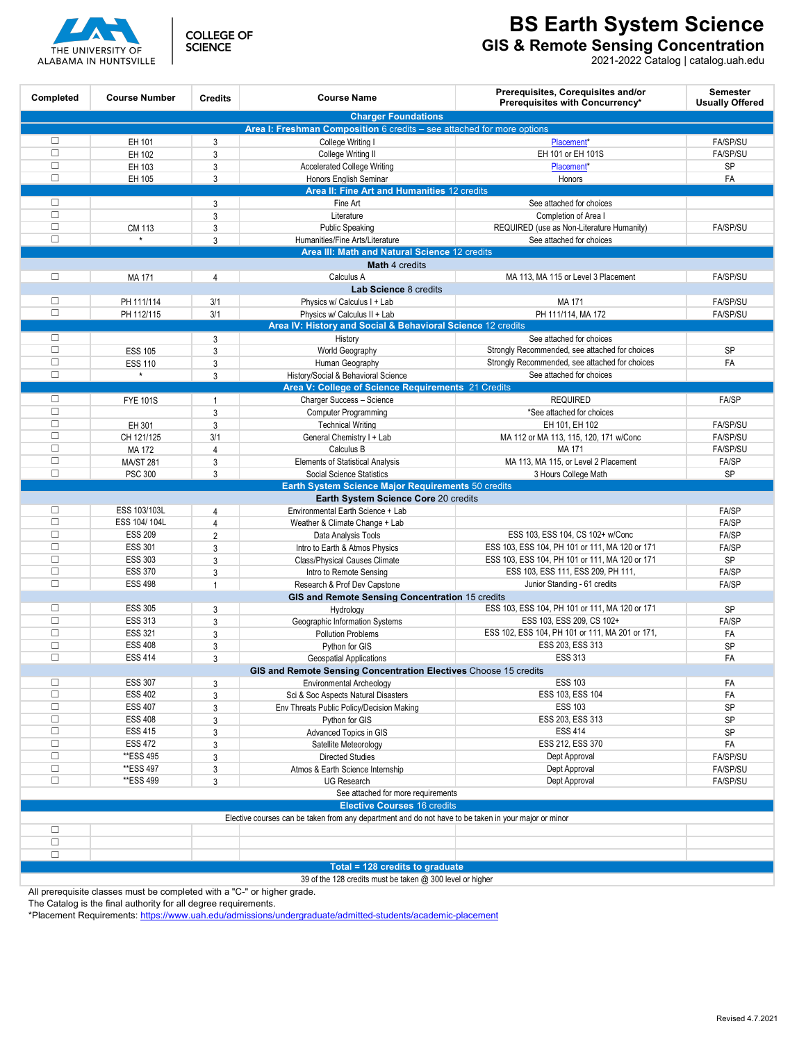THE UNIVERSITY OF ALABAMA IN HUNTSVILLE | COLLEGE OF SCIENCE

# BS Earth System Science

## GIS & Remote Sensing Concentration

2021-2022 Catalog | catalog.uah.edu

| Completed | Course Number | Credits | Course Name | Prerequisites, Corequisites and/or Prerequisites with Concurrency* | Semester Usually Offered |
|---|---|---|---|---|---|
| **Charger Foundations** | | | | | |
| **Area I: Freshman Composition** 6 credits – see attached for more options | | | | | |
| ☐ | EH 101 | 3 | College Writing I | Placement* | FA/SP/SU |
| ☐ | EH 102 | 3 | College Writing II | EH 101 or EH 101S | FA/SP/SU |
| ☐ | EH 103 | 3 | Accelerated College Writing | Placement* | SP |
| ☐ | EH 105 | 3 | Honors English Seminar | Honors | FA |
| **Area II: Fine Art and Humanities** 12 credits | | | | | |
| ☐ | | 3 | Fine Art | See attached for choices | |
| ☐ | | 3 | Literature | Completion of Area I | |
| ☐ | CM 113 | 3 | Public Speaking | REQUIRED (use as Non-Literature Humanity) | FA/SP/SU |
| ☐ | * | 3 | Humanities/Fine Arts/Literature | See attached for choices | |
| **Area III: Math and Natural Science** 12 credits | | | | | |
| **Math** 4 credits | | | | | |
| ☐ | MA 171 | 4 | Calculus A | MA 113, MA 115 or Level 3 Placement | FA/SP/SU |
| **Lab Science** 8 credits | | | | | |
| ☐ | PH 111/114 | 3/1 | Physics w/ Calculus I + Lab | MA 171 | FA/SP/SU |
| ☐ | PH 112/115 | 3/1 | Physics w/ Calculus II + Lab | PH 111/114, MA 172 | FA/SP/SU |
| **Area IV: History and Social & Behavioral Science** 12 credits | | | | | |
| ☐ | | 3 | History | See attached for choices | |
| ☐ | ESS 105 | 3 | World Geography | Strongly Recommended, see attached for choices | SP |
| ☐ | ESS 110 | 3 | Human Geography | Strongly Recommended, see attached for choices | FA |
| ☐ | * | 3 | History/Social & Behavioral Science | See attached for choices | |
| **Area V: College of Science Requirements** 21 Credits | | | | | |
| ☐ | FYE 101S | 1 | Charger Success – Science | REQUIRED | FA/SP |
| ☐ | | 3 | Computer Programming | *See attached for choices | |
| ☐ | EH 301 | 3 | Technical Writing | EH 101, EH 102 | FA/SP/SU |
| ☐ | CH 121/125 | 3/1 | General Chemistry I + Lab | MA 112 or MA 113, 115, 120, 171 w/Conc | FA/SP/SU |
| ☐ | MA 172 | 4 | Calculus B | MA 171 | FA/SP/SU |
| ☐ | MA/ST 281 | 3 | Elements of Statistical Analysis | MA 113, MA 115, or Level 2 Placement | FA/SP |
| ☐ | PSC 300 | 3 | Social Science Statistics | 3 Hours College Math | SP |
| **Earth System Science Major Requirements** 50 credits | | | | | |
| **Earth System Science Core** 20 credits | | | | | |
| ☐ | ESS 103/103L | 4 | Environmental Earth Science + Lab | | FA/SP |
| ☐ | ESS 104/ 104L | 4 | Weather & Climate Change + Lab | | FA/SP |
| ☐ | ESS 209 | 2 | Data Analysis Tools | ESS 103, ESS 104, CS 102+ w/Conc | FA/SP |
| ☐ | ESS 301 | 3 | Intro to Earth & Atmos Physics | ESS 103, ESS 104, PH 101 or 111, MA 120 or 171 | FA/SP |
| ☐ | ESS 303 | 3 | Class/Physical Causes Climate | ESS 103, ESS 104, PH 101 or 111, MA 120 or 171 | SP |
| ☐ | ESS 370 | 3 | Intro to Remote Sensing | ESS 103, ESS 111, ESS 209, PH 111, | FA/SP |
| ☐ | ESS 498 | 1 | Research & Prof Dev Capstone | Junior Standing - 61 credits | FA/SP |
| **GIS and Remote Sensing Concentration** 15 credits | | | | | |
| ☐ | ESS 305 | 3 | Hydrology | ESS 103, ESS 104, PH 101 or 111, MA 120 or 171 | SP |
| ☐ | ESS 313 | 3 | Geographic Information Systems | ESS 103, ESS 209, CS 102+ | FA/SP |
| ☐ | ESS 321 | 3 | Pollution Problems | ESS 102, ESS 104, PH 101 or 111, MA 201 or 171, | FA |
| ☐ | ESS 408 | 3 | Python for GIS | ESS 203, ESS 313 | SP |
| ☐ | ESS 414 | 3 | Geospatial Applications | ESS 313 | FA |
| **GIS and Remote Sensing Concentration Electives** Choose 15 credits | | | | | |
| ☐ | ESS 307 | 3 | Environmental Archeology | ESS 103 | FA |
| ☐ | ESS 402 | 3 | Sci & Soc Aspects Natural Disasters | ESS 103, ESS 104 | FA |
| ☐ | ESS 407 | 3 | Env Threats Public Policy/Decision Making | ESS 103 | SP |
| ☐ | ESS 408 | 3 | Python for GIS | ESS 203, ESS 313 | SP |
| ☐ | ESS 415 | 3 | Advanced Topics in GIS | ESS 414 | SP |
| ☐ | ESS 472 | 3 | Satellite Meteorology | ESS 212, ESS 370 | FA |
| ☐ | **ESS 495 | 3 | Directed Studies | Dept Approval | FA/SP/SU |
| ☐ | **ESS 497 | 3 | Atmos & Earth Science Internship | Dept Approval | FA/SP/SU |
| ☐ | **ESS 499 | 3 | UG Research | Dept Approval | FA/SP/SU |
| See attached for more requirements | | | | | |
| **Elective Courses** 16 credits | | | | | |
| Elective courses can be taken from any department and do not have to be taken in your major or minor | | | | | |
| ☐ | | | | | |
| ☐ | | | | | |
| ☐ | | | | | |
| **Total = 128 credits to graduate** | | | | | |
| 39 of the 128 credits must be taken @ 300 level or higher | | | | | |

All prerequisite classes must be completed with a "C-" or higher grade.
The Catalog is the final authority for all degree requirements.
*Placement Requirements: https://www.uah.edu/admissions/undergraduate/admitted-students/academic-placement

Revised 4.7.2021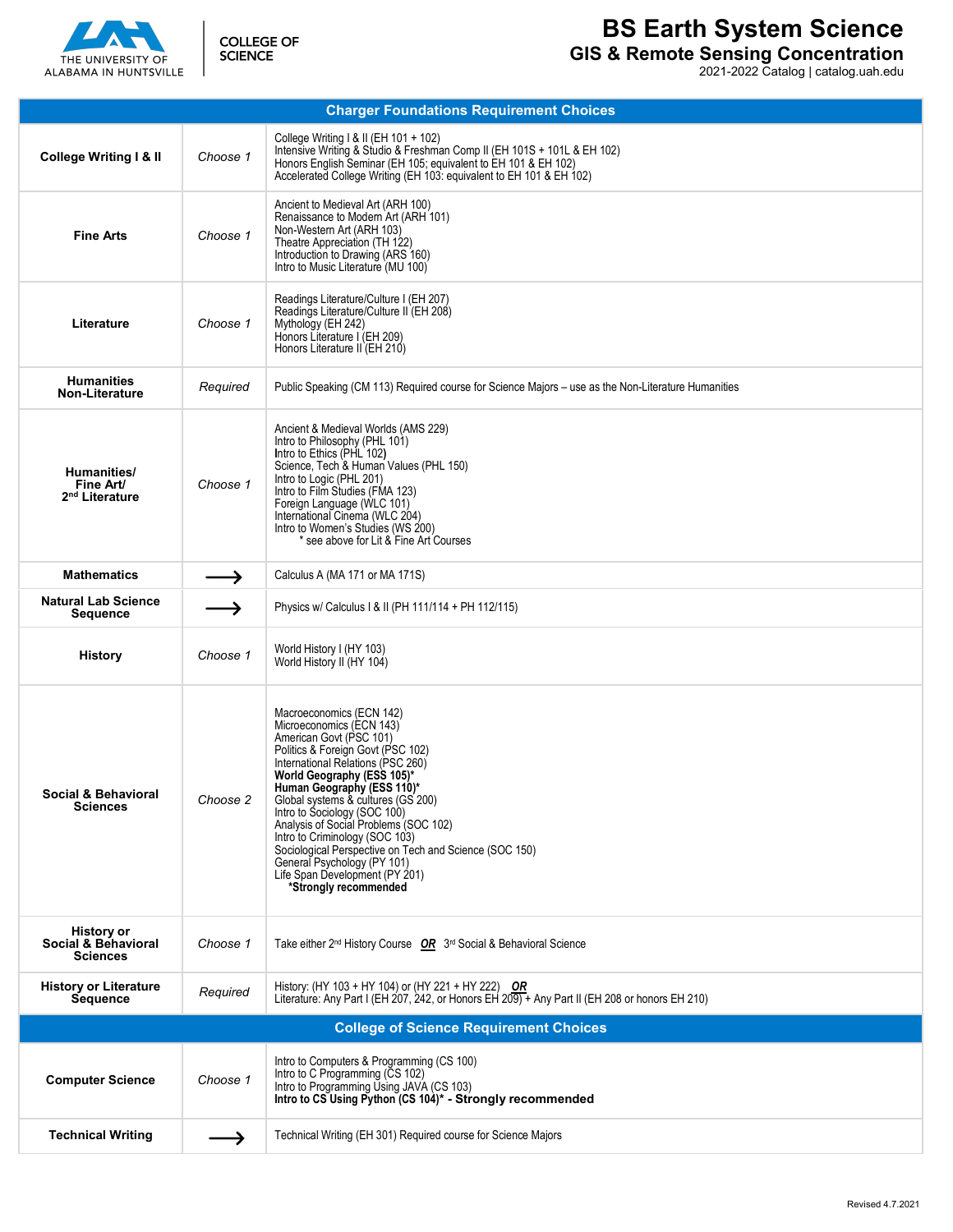THE UNIVERSITY OF ALABAMA IN HUNTSVILLE | COLLEGE OF SCIENCE

# BS Earth System Science

## GIS & Remote Sensing Concentration

2021-2022 Catalog | catalog.uah.edu

| | | |
|---|---|---|
| **Charger Foundations Requirement Choices** | | |
| **College Writing I & II** | *Choose 1* | College Writing I & II (EH 101 + 102)<br>Intensive Writing & Studio & Freshman Comp II (EH 101S + 101L & EH 102)<br>Honors English Seminar (EH 105; equivalent to EH 101 & EH 102)<br>Accelerated College Writing (EH 103: equivalent to EH 101 & EH 102) |
| **Fine Arts** | *Choose 1* | Ancient to Medieval Art (ARH 100)<br>Renaissance to Modern Art (ARH 101)<br>Non-Western Art (ARH 103)<br>Theatre Appreciation (TH 122)<br>Introduction to Drawing (ARS 160)<br>Intro to Music Literature (MU 100) |
| **Literature** | *Choose 1* | Readings Literature/Culture I (EH 207)<br>Readings Literature/Culture II (EH 208)<br>Mythology (EH 242)<br>Honors Literature I (EH 209)<br>Honors Literature II (EH 210) |
| **Humanities Non-Literature** | *Required* | Public Speaking (CM 113) Required course for Science Majors – use as the Non-Literature Humanities |
| **Humanities/ Fine Art/ 2nd Literature** | *Choose 1* | Ancient & Medieval Worlds (AMS 229)<br>Intro to Philosophy (PHL 101)<br>Intro to Ethics (PHL 102)<br>Science, Tech & Human Values (PHL 150)<br>Intro to Logic (PHL 201)<br>Intro to Film Studies (FMA 123)<br>Foreign Language (WLC 101)<br>International Cinema (WLC 204)<br>Intro to Women's Studies (WS 200)<br>* see above for Lit & Fine Art Courses |
| **Mathematics** | ⟶ | Calculus A (MA 171 or MA 171S) |
| **Natural Lab Science Sequence** | ⟶ | Physics w/ Calculus I & II (PH 111/114 + PH 112/115) |
| **History** | *Choose 1* | World History I (HY 103)<br>World History II (HY 104) |
| **Social & Behavioral Sciences** | *Choose 2* | Macroeconomics (ECN 142)<br>Microeconomics (ECN 143)<br>American Govt (PSC 101)<br>Politics & Foreign Govt (PSC 102)<br>International Relations (PSC 260)<br>**World Geography (ESS 105)***<br>**Human Geography (ESS 110)***<br>Global systems & cultures (GS 200)<br>Intro to Sociology (SOC 100)<br>Analysis of Social Problems (SOC 102)<br>Intro to Criminology (SOC 103)<br>Sociological Perspective on Tech and Science (SOC 150)<br>General Psychology (PY 101)<br>Life Span Development (PY 201)<br>**\*Strongly recommended** |
| **History or Social & Behavioral Sciences** | *Choose 1* | Take either 2nd History Course ***OR*** 3rd Social & Behavioral Science |
| **History or Literature Sequence** | *Required* | History: (HY 103 + HY 104) or (HY 221 + HY 222) ***OR***<br>Literature: Any Part I (EH 207, 242, or Honors EH 209) + Any Part II (EH 208 or honors EH 210) |
| **College of Science Requirement Choices** | | |
| **Computer Science** | *Choose 1* | Intro to Computers & Programming (CS 100)<br>Intro to C Programming (CS 102)<br>Intro to Programming Using JAVA (CS 103)<br>**Intro to CS Using Python (CS 104)* - Strongly recommended** |
| **Technical Writing** | ⟶ | Technical Writing (EH 301) Required course for Science Majors |

Revised 4.7.2021